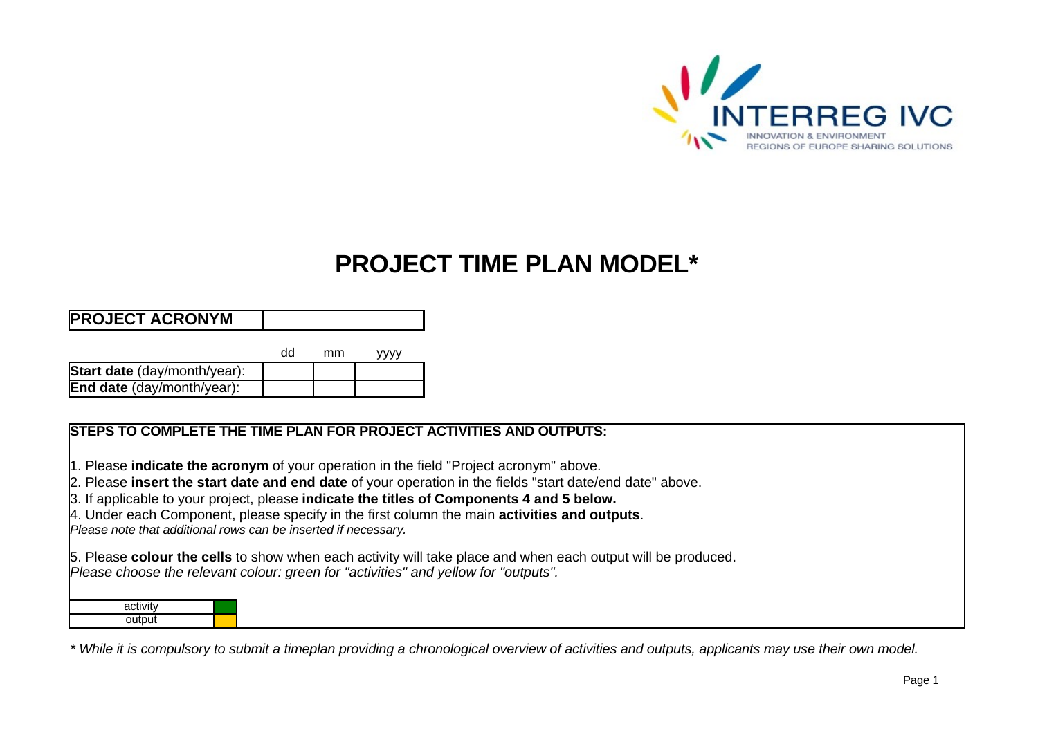INTERREG IVC

INNOVATION & ENVIRONMENT
REGIONS OF EUROPE SHARING SOLUTIONS

# PROJECT TIME PLAN MODEL*

| **PROJECT ACRONYM** | | | |
|---|---|---|---|

| | dd | mm | yyyy |
|---|---|---|---|
| **Start date** (day/month/year): | | | |
| **End date** (day/month/year): | | | |

**STEPS TO COMPLETE THE TIME PLAN FOR PROJECT ACTIVITIES AND OUTPUTS:**

1. Please **indicate the acronym** of your operation in the field "Project acronym" above.
2. Please **insert the start date and end date** of your operation in the fields "start date/end date" above.
3. If applicable to your project, please **indicate the titles of Components 4 and 5 below.**
4. Under each Component, please specify in the first column the main **activities and outputs**.
*Please note that additional rows can be inserted if necessary.*

5. Please **colour the cells** to show when each activity will take place and when each output will be produced.
*Please choose the relevant colour: green for "activities" and yellow for "outputs".*

| | |
|---|---|
| activity | (green) |
| output | (yellow) |

*\* While it is compulsory to submit a timeplan providing a chronological overview of activities and outputs, applicants may use their own model.*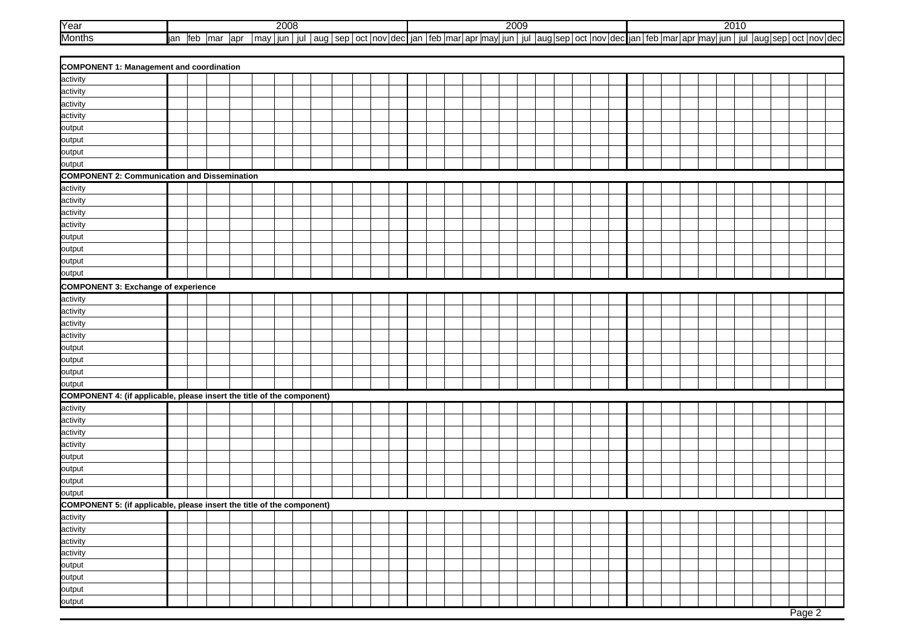| Year | 2008 | | | | | | | | | | | | 2009 | | | | | | | | | | | | 2010 | | | | | | | | | | | |
|---|---|---|---|---|---|---|---|---|---|---|---|---|---|---|---|---|---|---|---|---|---|---|---|---|---|---|---|---|---|---|---|---|---|---|---|---|
| Months | jan | feb | mar | apr | may | jun | jul | aug | sep | oct | nov | dec | jan | feb | mar | apr | may | jun | jul | aug | sep | oct | nov | dec | jan | feb | mar | apr | may | jun | jul | aug | sep | oct | nov | dec |
| **COMPONENT 1: Management and coordination** | | | | | | | | | | | | | | | | | | | | | | | | | | | | | | | | | | | | |
| activity | | | | | | | | | | | | | | | | | | | | | | | | | | | | | | | | | | | | |
| activity | | | | | | | | | | | | | | | | | | | | | | | | | | | | | | | | | | | | |
| activity | | | | | | | | | | | | | | | | | | | | | | | | | | | | | | | | | | | | |
| activity | | | | | | | | | | | | | | | | | | | | | | | | | | | | | | | | | | | | |
| output | | | | | | | | | | | | | | | | | | | | | | | | | | | | | | | | | | | | |
| output | | | | | | | | | | | | | | | | | | | | | | | | | | | | | | | | | | | | |
| output | | | | | | | | | | | | | | | | | | | | | | | | | | | | | | | | | | | | |
| output | | | | | | | | | | | | | | | | | | | | | | | | | | | | | | | | | | | | |
| **COMPONENT 2: Communication and Dissemination** | | | | | | | | | | | | | | | | | | | | | | | | | | | | | | | | | | | | |
| activity | | | | | | | | | | | | | | | | | | | | | | | | | | | | | | | | | | | | |
| activity | | | | | | | | | | | | | | | | | | | | | | | | | | | | | | | | | | | | |
| activity | | | | | | | | | | | | | | | | | | | | | | | | | | | | | | | | | | | | |
| activity | | | | | | | | | | | | | | | | | | | | | | | | | | | | | | | | | | | | |
| output | | | | | | | | | | | | | | | | | | | | | | | | | | | | | | | | | | | | |
| output | | | | | | | | | | | | | | | | | | | | | | | | | | | | | | | | | | | | |
| output | | | | | | | | | | | | | | | | | | | | | | | | | | | | | | | | | | | | |
| output | | | | | | | | | | | | | | | | | | | | | | | | | | | | | | | | | | | | |
| **COMPONENT 3: Exchange of experience** | | | | | | | | | | | | | | | | | | | | | | | | | | | | | | | | | | | | |
| activity | | | | | | | | | | | | | | | | | | | | | | | | | | | | | | | | | | | | |
| activity | | | | | | | | | | | | | | | | | | | | | | | | | | | | | | | | | | | | |
| activity | | | | | | | | | | | | | | | | | | | | | | | | | | | | | | | | | | | | |
| activity | | | | | | | | | | | | | | | | | | | | | | | | | | | | | | | | | | | | |
| output | | | | | | | | | | | | | | | | | | | | | | | | | | | | | | | | | | | | |
| output | | | | | | | | | | | | | | | | | | | | | | | | | | | | | | | | | | | | |
| output | | | | | | | | | | | | | | | | | | | | | | | | | | | | | | | | | | | | |
| output | | | | | | | | | | | | | | | | | | | | | | | | | | | | | | | | | | | | |
| **COMPONENT 4: (if applicable, please insert the title of the component)** | | | | | | | | | | | | | | | | | | | | | | | | | | | | | | | | | | | | |
| activity | | | | | | | | | | | | | | | | | | | | | | | | | | | | | | | | | | | | |
| activity | | | | | | | | | | | | | | | | | | | | | | | | | | | | | | | | | | | | |
| activity | | | | | | | | | | | | | | | | | | | | | | | | | | | | | | | | | | | | |
| activity | | | | | | | | | | | | | | | | | | | | | | | | | | | | | | | | | | | | |
| output | | | | | | | | | | | | | | | | | | | | | | | | | | | | | | | | | | | | |
| output | | | | | | | | | | | | | | | | | | | | | | | | | | | | | | | | | | | | |
| output | | | | | | | | | | | | | | | | | | | | | | | | | | | | | | | | | | | | |
| output | | | | | | | | | | | | | | | | | | | | | | | | | | | | | | | | | | | | |
| **COMPONENT 5: (if applicable, please insert the title of the component)** | | | | | | | | | | | | | | | | | | | | | | | | | | | | | | | | | | | | |
| activity | | | | | | | | | | | | | | | | | | | | | | | | | | | | | | | | | | | | |
| activity | | | | | | | | | | | | | | | | | | | | | | | | | | | | | | | | | | | | |
| activity | | | | | | | | | | | | | | | | | | | | | | | | | | | | | | | | | | | | |
| activity | | | | | | | | | | | | | | | | | | | | | | | | | | | | | | | | | | | | |
| output | | | | | | | | | | | | | | | | | | | | | | | | | | | | | | | | | | | | |
| output | | | | | | | | | | | | | | | | | | | | | | | | | | | | | | | | | | | | |
| output | | | | | | | | | | | | | | | | | | | | | | | | | | | | | | | | | | | | |
| output | | | | | | | | | | | | | | | | | | | | | | | | | | | | | | | | | | | | |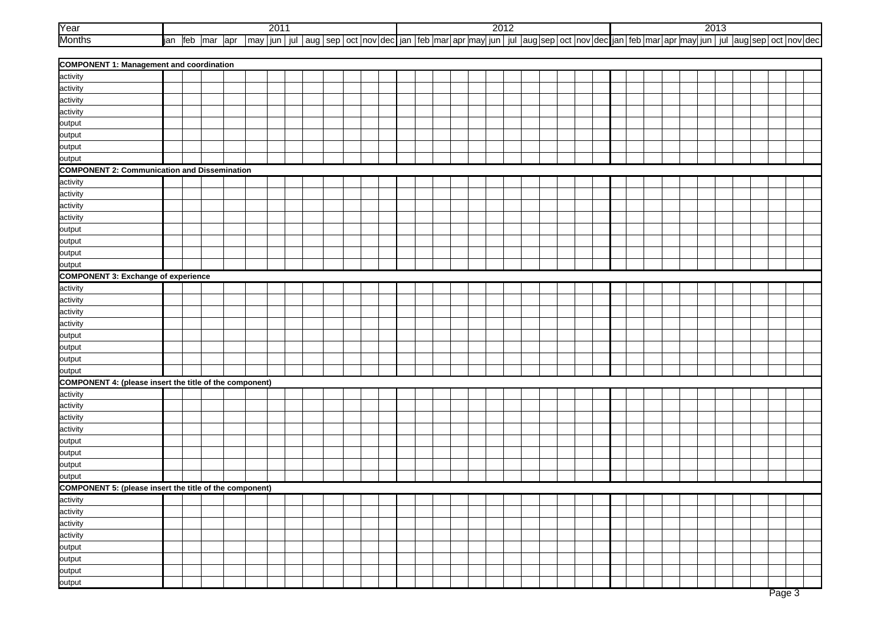| Year | 2011 | | | | | | | | | | | | 2012 | | | | | | | | | | | | 2013 | | | | | | | | | | | |
|---|---|---|---|---|---|---|---|---|---|---|---|---|---|---|---|---|---|---|---|---|---|---|---|---|---|---|---|---|---|---|---|---|---|---|---|---|
| Months | jan | feb | mar | apr | may | jun | jul | aug | sep | oct | nov | dec | jan | feb | mar | apr | may | jun | jul | aug | sep | oct | nov | dec | jan | feb | mar | apr | may | jun | jul | aug | sep | oct | nov | dec |
| **COMPONENT 1: Management and coordination** | | | | | | | | | | | | | | | | | | | | | | | | | | | | | | | | | | | | |
| activity | | | | | | | | | | | | | | | | | | | | | | | | | | | | | | | | | | | | |
| activity | | | | | | | | | | | | | | | | | | | | | | | | | | | | | | | | | | | | |
| activity | | | | | | | | | | | | | | | | | | | | | | | | | | | | | | | | | | | | |
| activity | | | | | | | | | | | | | | | | | | | | | | | | | | | | | | | | | | | | |
| output | | | | | | | | | | | | | | | | | | | | | | | | | | | | | | | | | | | | |
| output | | | | | | | | | | | | | | | | | | | | | | | | | | | | | | | | | | | | |
| output | | | | | | | | | | | | | | | | | | | | | | | | | | | | | | | | | | | | |
| output | | | | | | | | | | | | | | | | | | | | | | | | | | | | | | | | | | | | |
| **COMPONENT 2: Communication and Dissemination** | | | | | | | | | | | | | | | | | | | | | | | | | | | | | | | | | | | | |
| activity | | | | | | | | | | | | | | | | | | | | | | | | | | | | | | | | | | | | |
| activity | | | | | | | | | | | | | | | | | | | | | | | | | | | | | | | | | | | | |
| activity | | | | | | | | | | | | | | | | | | | | | | | | | | | | | | | | | | | | |
| activity | | | | | | | | | | | | | | | | | | | | | | | | | | | | | | | | | | | | |
| output | | | | | | | | | | | | | | | | | | | | | | | | | | | | | | | | | | | | |
| output | | | | | | | | | | | | | | | | | | | | | | | | | | | | | | | | | | | | |
| output | | | | | | | | | | | | | | | | | | | | | | | | | | | | | | | | | | | | |
| output | | | | | | | | | | | | | | | | | | | | | | | | | | | | | | | | | | | | |
| **COMPONENT 3: Exchange of experience** | | | | | | | | | | | | | | | | | | | | | | | | | | | | | | | | | | | | |
| activity | | | | | | | | | | | | | | | | | | | | | | | | | | | | | | | | | | | | |
| activity | | | | | | | | | | | | | | | | | | | | | | | | | | | | | | | | | | | | |
| activity | | | | | | | | | | | | | | | | | | | | | | | | | | | | | | | | | | | | |
| activity | | | | | | | | | | | | | | | | | | | | | | | | | | | | | | | | | | | | |
| output | | | | | | | | | | | | | | | | | | | | | | | | | | | | | | | | | | | | |
| output | | | | | | | | | | | | | | | | | | | | | | | | | | | | | | | | | | | | |
| output | | | | | | | | | | | | | | | | | | | | | | | | | | | | | | | | | | | | |
| output | | | | | | | | | | | | | | | | | | | | | | | | | | | | | | | | | | | | |
| **COMPONENT 4: (please insert the title of the component)** | | | | | | | | | | | | | | | | | | | | | | | | | | | | | | | | | | | | |
| activity | | | | | | | | | | | | | | | | | | | | | | | | | | | | | | | | | | | | |
| activity | | | | | | | | | | | | | | | | | | | | | | | | | | | | | | | | | | | | |
| activity | | | | | | | | | | | | | | | | | | | | | | | | | | | | | | | | | | | | |
| activity | | | | | | | | | | | | | | | | | | | | | | | | | | | | | | | | | | | | |
| output | | | | | | | | | | | | | | | | | | | | | | | | | | | | | | | | | | | | |
| output | | | | | | | | | | | | | | | | | | | | | | | | | | | | | | | | | | | | |
| output | | | | | | | | | | | | | | | | | | | | | | | | | | | | | | | | | | | | |
| output | | | | | | | | | | | | | | | | | | | | | | | | | | | | | | | | | | | | |
| **COMPONENT 5: (please insert the title of the component)** | | | | | | | | | | | | | | | | | | | | | | | | | | | | | | | | | | | | |
| activity | | | | | | | | | | | | | | | | | | | | | | | | | | | | | | | | | | | | |
| activity | | | | | | | | | | | | | | | | | | | | | | | | | | | | | | | | | | | | |
| activity | | | | | | | | | | | | | | | | | | | | | | | | | | | | | | | | | | | | |
| activity | | | | | | | | | | | | | | | | | | | | | | | | | | | | | | | | | | | | |
| output | | | | | | | | | | | | | | | | | | | | | | | | | | | | | | | | | | | | |
| output | | | | | | | | | | | | | | | | | | | | | | | | | | | | | | | | | | | | |
| output | | | | | | | | | | | | | | | | | | | | | | | | | | | | | | | | | | | | |
| output | | | | | | | | | | | | | | | | | | | | | | | | | | | | | | | | | | | | |